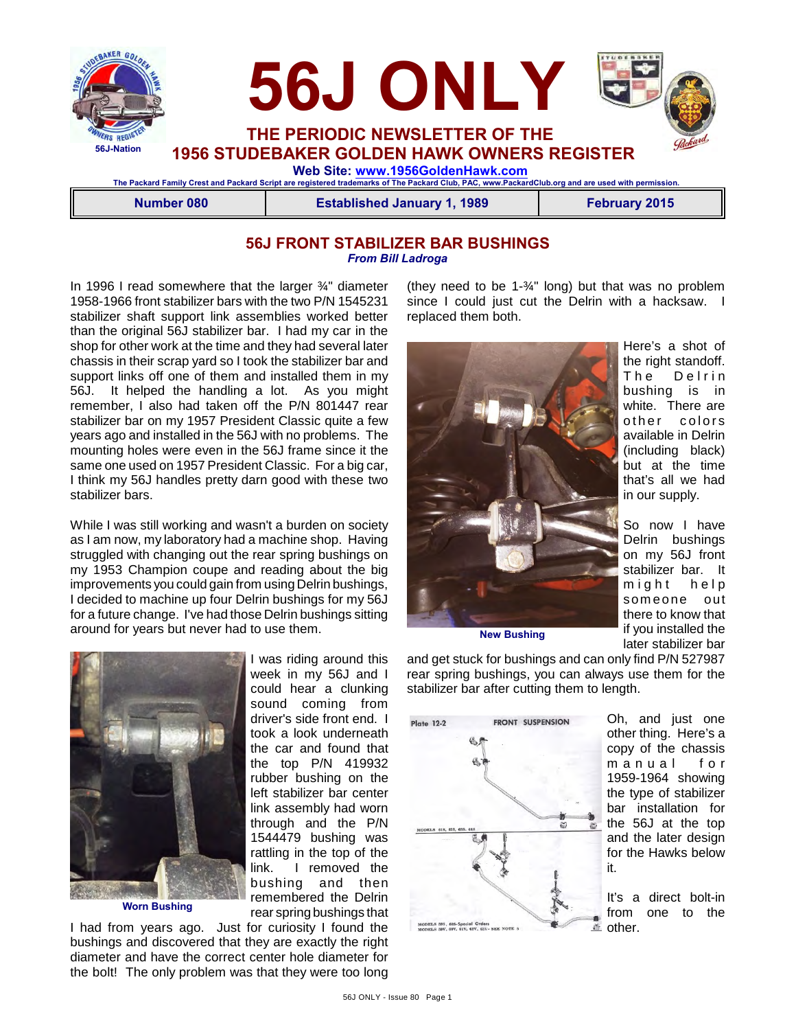# 56J ONLY

**THE PERIODIC NEWSLETTER OF THE 1956 STUDEBAKER GOLDEN HAWK OWNERS REGISTER**

**Web Site: www.1956GoldenHawk.com**

The Packard Family Crest and Packard Script are registered trademarks of The Packard Club, PAC, www.PackardClub.org and are used with permission.

| Number 080 | Established January 1, 1989 | February 2015 |
|---|---|---|

## 56J FRONT STABILIZER BAR BUSHINGS

*From Bill Ladroga*

In 1996 I read somewhere that the larger ¾" diameter 1958-1966 front stabilizer bars with the two P/N 1545231 stabilizer shaft support link assemblies worked better than the original 56J stabilizer bar. I had my car in the shop for other work at the time and they had several later chassis in their scrap yard so I took the stabilizer bar and support links off one of them and installed them in my 56J. It helped the handling a lot. As you might remember, I also had taken off the P/N 801447 rear stabilizer bar on my 1957 President Classic quite a few years ago and installed in the 56J with no problems. The mounting holes were even in the 56J frame since it the same one used on 1957 President Classic. For a big car, I think my 56J handles pretty darn good with these two stabilizer bars.

While I was still working and wasn't a burden on society as I am now, my laboratory had a machine shop. Having struggled with changing out the rear spring bushings on my 1953 Champion coupe and reading about the big improvements you could gain from using Delrin bushings, I decided to machine up four Delrin bushings for my 56J for a future change. I've had those Delrin bushings sitting around for years but never had to use them.

Worn Bushing

I was riding around this week in my 56J and I could hear a clunking sound coming from driver's side front end. I took a look underneath the car and found that the top P/N 419932 rubber bushing on the left stabilizer bar center link assembly had worn through and the P/N 1544479 bushing was rattling in the top of the link. I removed the bushing and then remembered the Delrin rear spring bushings that I had from years ago. Just for curiosity I found the bushings and discovered that they are exactly the right diameter and have the correct center hole diameter for the bolt! The only problem was that they were too long (they need to be 1-¾" long) but that was no problem since I could just cut the Delrin with a hacksaw. I replaced them both.

New Bushing

Here's a shot of the right standoff. The Delrin bushing is in white. There are other colors available in Delrin (including black) but at the time that's all we had in our supply.

So now I have Delrin bushings on my 56J front stabilizer bar. It might help someone out there to know that if you installed the later stabilizer bar and get stuck for bushings and can only find P/N 527987 rear spring bushings, you can always use them for the stabilizer bar after cutting them to length.

Oh, and just one other thing. Here's a copy of the chassis manual for 1959-1964 showing the type of stabilizer bar installation for the 56J at the top and the later design for the Hawks below it.

It's a direct bolt-in from one to the other.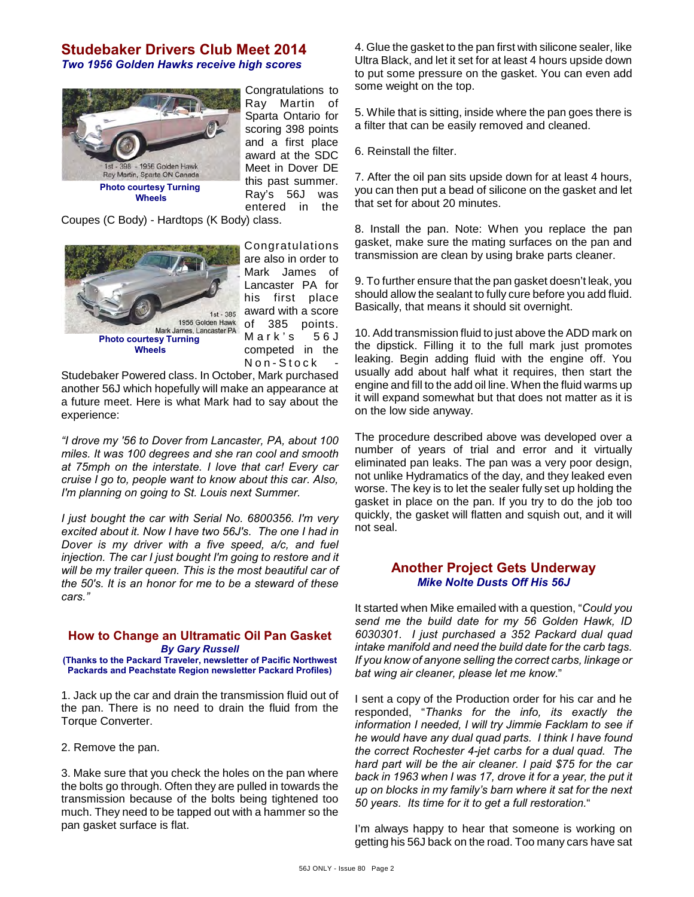## Studebaker Drivers Club Meet 2014

***Two 1956 Golden Hawks receive high scores***

1st - 398 - 1956 Golden Hawk
Ray Martin, Sparta ON Canada

**Photo courtesy Turning Wheels**

Congratulations to Ray Martin of Sparta Ontario for scoring 398 points and a first place award at the SDC Meet in Dover DE this past summer. Ray's 56J was entered in the Coupes (C Body) - Hardtops (K Body) class.

1st - 385
1956 Golden Hawk
Mark James, Lancaster PA

**Photo courtesy Turning Wheels**

Congratulations are also in order to Mark James of Lancaster PA for his first place award with a score of 385 points. Mark's 56J competed in the Non-Stock - Studebaker Powered class. In October, Mark purchased another 56J which hopefully will make an appearance at a future meet. Here is what Mark had to say about the experience:

*"I drove my '56 to Dover from Lancaster, PA, about 100 miles. It was 100 degrees and she ran cool and smooth at 75mph on the interstate. I love that car! Every car cruise I go to, people want to know about this car. Also, I'm planning on going to St. Louis next Summer.*

*I just bought the car with Serial No. 6800356. I'm very excited about it. Now I have two 56J's. The one I had in Dover is my driver with a five speed, a/c, and fuel injection. The car I just bought I'm going to restore and it will be my trailer queen. This is the most beautiful car of the 50's. It is an honor for me to be a steward of these cars."*

## How to Change an Ultramatic Oil Pan Gasket

***By Gary Russell***

**(Thanks to the Packard Traveler, newsletter of Pacific Northwest Packards and Peachstate Region newsletter Packard Profiles)**

1. Jack up the car and drain the transmission fluid out of the pan. There is no need to drain the fluid from the Torque Converter.

2. Remove the pan.

3. Make sure that you check the holes on the pan where the bolts go through. Often they are pulled in towards the transmission because of the bolts being tightened too much. They need to be tapped out with a hammer so the pan gasket surface is flat.

4. Glue the gasket to the pan first with silicone sealer, like Ultra Black, and let it set for at least 4 hours upside down to put some pressure on the gasket. You can even add some weight on the top.

5. While that is sitting, inside where the pan goes there is a filter that can be easily removed and cleaned.

6. Reinstall the filter.

7. After the oil pan sits upside down for at least 4 hours, you can then put a bead of silicone on the gasket and let that set for about 20 minutes.

8. Install the pan. Note: When you replace the pan gasket, make sure the mating surfaces on the pan and transmission are clean by using brake parts cleaner.

9. To further ensure that the pan gasket doesn't leak, you should allow the sealant to fully cure before you add fluid. Basically, that means it should sit overnight.

10. Add transmission fluid to just above the ADD mark on the dipstick. Filling it to the full mark just promotes leaking. Begin adding fluid with the engine off. You usually add about half what it requires, then start the engine and fill to the add oil line. When the fluid warms up it will expand somewhat but that does not matter as it is on the low side anyway.

The procedure described above was developed over a number of years of trial and error and it virtually eliminated pan leaks. The pan was a very poor design, not unlike Hydramatics of the day, and they leaked even worse. The key is to let the sealer fully set up holding the gasket in place on the pan. If you try to do the job too quickly, the gasket will flatten and squish out, and it will not seal.

## Another Project Gets Underway

***Mike Nolte Dusts Off His 56J***

It started when Mike emailed with a question, "*Could you send me the build date for my 56 Golden Hawk, ID 6030301. I just purchased a 352 Packard dual quad intake manifold and need the build date for the carb tags. If you know of anyone selling the correct carbs, linkage or bat wing air cleaner, please let me know.*"

I sent a copy of the Production order for his car and he responded, "*Thanks for the info, its exactly the information I needed, I will try Jimmie Facklam to see if he would have any dual quad parts. I think I have found the correct Rochester 4-jet carbs for a dual quad. The hard part will be the air cleaner. I paid $75 for the car back in 1963 when I was 17, drove it for a year, the put it up on blocks in my family's barn where it sat for the next 50 years. Its time for it to get a full restoration.*"

I'm always happy to hear that someone is working on getting his 56J back on the road. Too many cars have sat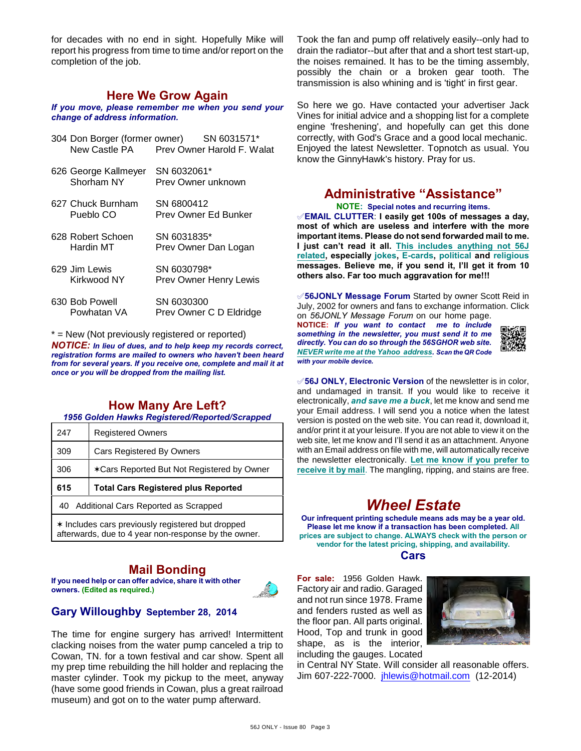for decades with no end in sight. Hopefully Mike will report his progress from time to time and/or report on the completion of the job.

## Here We Grow Again

***If you move, please remember me when you send your change of address information.***

304 Don Borger (former owner) SN 6031571*
New Castle PA Prev Owner Harold F. Walat

626 George Kallmeyer SN 6032061*
Shorham NY Prev Owner unknown

627 Chuck Burnham SN 6800412
Pueblo CO Prev Owner Ed Bunker

628 Robert Schoen SN 6031835*
Hardin MT Prev Owner Dan Logan

629 Jim Lewis SN 6030798*
Kirkwood NY Prev Owner Henry Lewis

630 Bob Powell SN 6030300
Powhatan VA Prev Owner C D Eldridge

* = New (Not previously registered or reported)

***NOTICE:*** ***In lieu of dues, and to help keep my records correct, registration forms are mailed to owners who haven't been heard from for several years. If you receive one, complete and mail it at once or you will be dropped from the mailing list.***

## How Many Are Left?

***1956 Golden Hawks Registered/Reported/Scrapped***

| | |
|---|---|
| 247 | Registered Owners |
| 309 | Cars Registered By Owners |
| 306 | ✶Cars Reported But Not Registered by Owner |
| **615** | **Total Cars Registered plus Reported** |
| 40 | Additional Cars Reported as Scrapped |

✶ Includes cars previously registered but dropped afterwards, due to 4 year non-response by the owner.

## Mail Bonding

**If you need help or can offer advice, share it with other owners. (Edited as required.)**

### Gary Willoughby September 28, 2014

The time for engine surgery has arrived! Intermittent clacking noises from the water pump canceled a trip to Cowan, TN. for a town festival and car show. Spent all my prep time rebuilding the hill holder and replacing the master cylinder. Took my pickup to the meet, anyway (have some good friends in Cowan, plus a great railroad museum) and got on to the water pump afterward.

Took the fan and pump off relatively easily--only had to drain the radiator--but after that and a short test start-up, the noises remained. It has to be the timing assembly, possibly the chain or a broken gear tooth. The transmission is also whining and is 'tight' in first gear.

So here we go. Have contacted your advertiser Jack Vines for initial advice and a shopping list for a complete engine 'freshening', and hopefully can get this done correctly, with God's Grace and a good local mechanic. Enjoyed the latest Newsletter. Topnotch as usual. You know the GinnyHawk's history. Pray for us.

## Administrative "Assistance"

**NOTE: Special notes and recurring items.**

✐**EMAIL CLUTTER**: **I easily get 100s of messages a day, most of which are useless and interfere with the more important items. Please do not send forwarded mail to me. I just can't read it all. This includes anything not 56J related, especially jokes, E-cards, political and religious messages. Believe me, if you send it, I'll get it from 10 others also. Far too much aggravation for me!!!**

✐**56JONLY Message Forum** Started by owner Scott Reid in July, 2002 for owners and fans to exchange information. Click on *56JONLY Message Forum* on our home page.

**NOTICE:** ***If you want to contact me to include something in the newsletter, you must send it to me directly. You can do so through the 56SGHOR web site. NEVER write me at the Yahoo address. Scan the QR Code with your mobile device.***

✐**56J ONLY, Electronic Version** of the newsletter is in color, and undamaged in transit. If you would like to receive it electronically, ***and save me a buck***, let me know and send me your Email address. I will send you a notice when the latest version is posted on the web site. You can read it, download it, and/or print it at your leisure. If you are not able to view it on the web site, let me know and I'll send it as an attachment. Anyone with an Email address on file with me, will automatically receive the newsletter electronically. **Let me know if you prefer to receive it by mail**. The mangling, ripping, and stains are free.

## *Wheel Estate*

**Our infrequent printing schedule means ads may be a year old. Please let me know if a transaction has been completed. All prices are subject to change. ALWAYS check with the person or vendor for the latest pricing, shipping, and availability.**

### Cars

**For sale:** 1956 Golden Hawk. Factory air and radio. Garaged and not run since 1978. Frame and fenders rusted as well as the floor pan. All parts original. Hood, Top and trunk in good shape, as is the interior, including the gauges. Located in Central NY State. Will consider all reasonable offers. Jim 607-222-7000. jhlewis@hotmail.com (12-2014)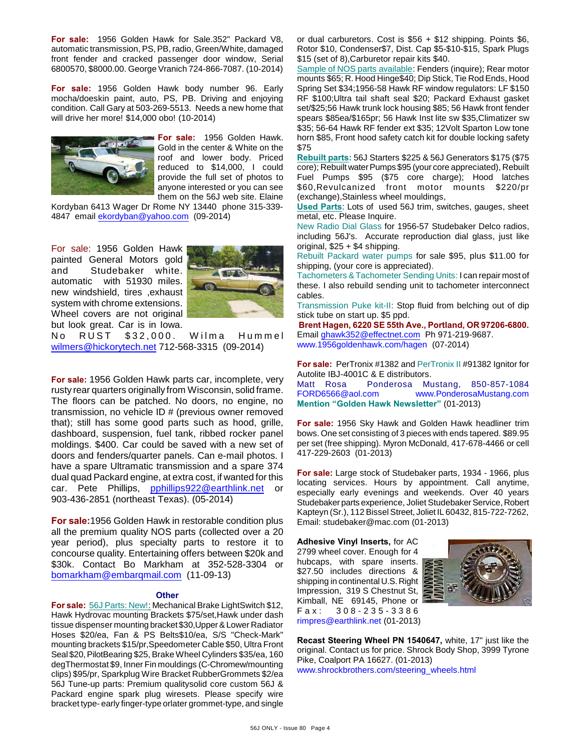**For sale:** 1956 Golden Hawk for Sale.352" Packard V8, automatic transmission, PS, PB, radio, Green/White, damaged front fender and cracked passenger door window, Serial 6800570, $8000.00. George Vranich 724-866-7087. (10-2014)

**For sale:** 1956 Golden Hawk body number 96. Early mocha/doeskin paint, auto, PS, PB. Driving and enjoying condition. Call Gary at 503-269-5513. Needs a new home that will drive her more! $14,000 obo! (10-2014)

**For sale:** 1956 Golden Hawk. Gold in the center & White on the roof and lower body. Priced reduced to $14,000, I could provide the full set of photos to anyone interested or you can see them on the 56J web site. Elaine Kordyban 6413 Wager Dr Rome NY 13440 phone 315-339-4847 email ekordyban@yahoo.com (09-2014)

For sale: 1956 Golden Hawk painted General Motors gold and Studebaker white. automatic with 51930 miles. new windshield, tires ,exhaust system with chrome extensions. Wheel covers are not original but look great. Car is in Iowa. No RUST $32,000. Wilma Hummel wilmers@hickorytech.net 712-568-3315 (09-2014)

**For sale:** 1956 Golden Hawk parts car, incomplete, very rusty rear quarters originally from Wisconsin, solid frame. The floors can be patched. No doors, no engine, no transmission, no vehicle ID # (previous owner removed that); still has some good parts such as hood, grille, dashboard, suspension, fuel tank, ribbed rocker panel moldings. $400. Car could be saved with a new set of doors and fenders/quarter panels. Can e-mail photos. I have a spare Ultramatic transmission and a spare 374 dual quad Packard engine, at extra cost, if wanted for this car. Pete Phillips, pphillips922@earthlink.net or 903-436-2851 (northeast Texas). (05-2014)

**For sale:**1956 Golden Hawk in restorable condition plus all the premium quality NOS parts (collected over a 20 year period), plus specialty parts to restore it to concourse quality. Entertaining offers between $20k and $30k. Contact Bo Markham at 352-528-3304 or bomarkham@embarqmail.com (11-09-13)

### Other

**For sale:** 56J Parts: New!: Mechanical Brake LightSwitch $12, Hawk Hydrovac mounting Brackets $75/set,Hawk under dash tissue dispenser mounting bracket $30,Upper & Lower Radiator Hoses $20/ea, Fan & PS Belts$10/ea, S/S "Check-Mark" mounting brackets $15/pr,Speedometer Cable $50, Ultra Front Seal $20, PilotBearing $25, Brake Wheel Cylinders $35/ea, 160 degThermostat $9, Inner Fin mouldings (C-Chromew/mounting clips) $95/pr, Sparkplug Wire Bracket RubberGrommets $2/ea 56J Tune-up parts: Premium qualitysolid core custom 56J & Packard engine spark plug wiresets. Please specify wire bracket type- early finger-type orlater grommet-type, and single or dual carburetors. Cost is $56 + $12 shipping. Points $6, Rotor $10, Condenser$7, Dist. Cap $5-$10-$15, Spark Plugs $15 (set of 8),Carburetor repair kits $40.

Sample of NOS parts available: Fenders (inquire); Rear motor mounts $65; R. Hood Hinge$40; Dip Stick, Tie Rod Ends, Hood Spring Set $34;1956-58 Hawk RF window regulators: LF $150 RF $100;Ultra tail shaft seal $20; Packard Exhaust gasket set/$25;56 Hawk trunk lock housing $85; 56 Hawk front fender spears $85ea/$165pr; 56 Hawk Inst lite sw $35,Climatizer sw $35; 56-64 Hawk RF fender ext $35; 12Volt Sparton Low tone horn $85, Front hood safety catch kit for double locking safety $75

**Rebuilt parts:** 56J Starters $225 & 56J Generators $175 ($75 core); Rebuilt water Pumps $95 (your core appreciated), Rebuilt Fuel Pumps $95 ($75 core charge); Hood latches $60,Revulcanized front motor mounts $220/pr (exchange),Stainless wheel mouldings,

**Used Parts**: Lots of used 56J trim, switches, gauges, sheet metal, etc. Please Inquire.

New Radio Dial Glass for 1956-57 Studebaker Delco radios, including 56J's. Accurate reproduction dial glass, just like original, $25 + $4 shipping.

Rebuilt Packard water pumps for sale $95, plus $11.00 for shipping, (your core is appreciated).

Tachometers & Tachometer Sending Units: I can repair most of these. I also rebuild sending unit to tachometer interconnect cables.

Transmission Puke kit-II: Stop fluid from belching out of dip stick tube on start up. $5 ppd.

**Brent Hagen, 6220 SE 55th Ave., Portland, OR 97206-6800.** Email ghawk352@effectnet.com Ph 971-219-9687. www.1956goldenhawk.com/hagen (07-2014)

**For sale:** PerTronix #1382 and PerTronix II #91382 Ignitor for Autolite IBJ-4001C & E distributors.
Matt Rosa Ponderosa Mustang, 850-857-1084 FORD6566@aol.com www.PonderosaMustang.com
**Mention "Golden Hawk Newsletter"** (01-2013)

**For sale:** 1956 Sky Hawk and Golden Hawk headliner trim bows. One set consisting of 3 pieces with ends tapered. $89.95 per set (free shipping). Myron McDonald, 417-678-4466 or cell 417-229-2603 (01-2013)

**For sale:** Large stock of Studebaker parts, 1934 - 1966, plus locating services. Hours by appointment. Call anytime, especially early evenings and weekends. Over 40 years Studebaker parts experience, Joliet Studebaker Service, Robert Kapteyn (Sr.), 112 Bissel Street, Joliet IL 60432, 815-722-7262, Email: studebaker@mac.com (01-2013)

**Adhesive Vinyl Inserts,** for AC 2799 wheel cover. Enough for 4 hubcaps, with spare inserts. $27.50 includes directions & shipping in continental U.S. Right Impression, 319 S Chestnut St, Kimball, NE 69145, Phone or Fax: 308-235-3386 rimpres@earthlink.net (01-2013)

**Recast Steering Wheel PN 1540647,** white, 17" just like the original. Contact us for price. Shrock Body Shop, 3999 Tyrone Pike, Coalport PA 16627. (01-2013)
www.shrockbrothers.com/steering_wheels.html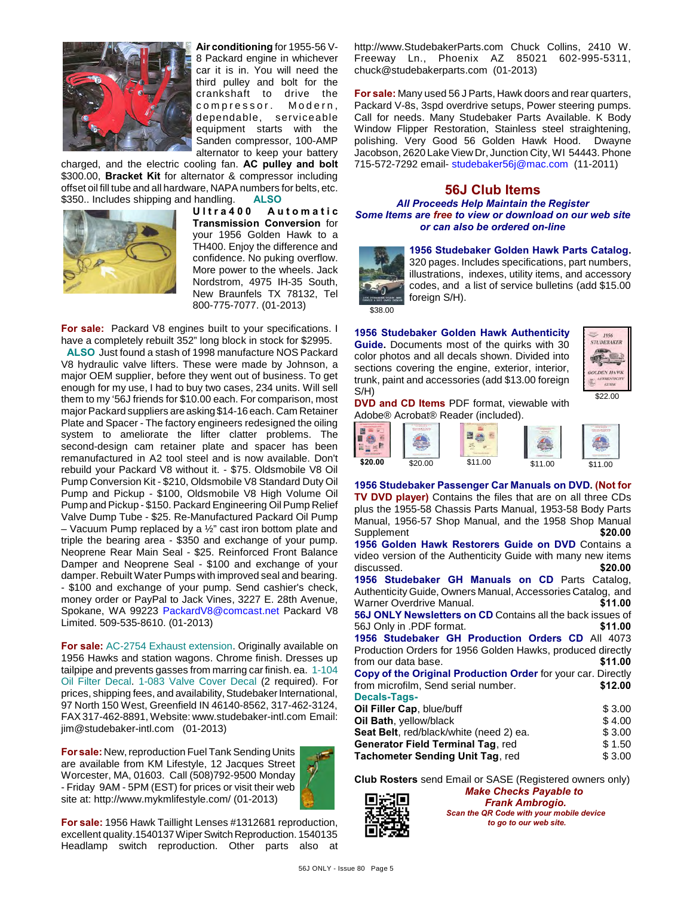**Air conditioning** for 1955-56 V-8 Packard engine in whichever car it is in. You will need the third pulley and bolt for the crankshaft to drive the compressor. Modern, dependable, serviceable equipment starts with the Sanden compressor, 100-AMP alternator to keep your battery charged, and the electric cooling fan. **AC pulley and bolt** $300.00, **Bracket Kit** for alternator & compressor including offset oil fill tube and all hardware, NAPA numbers for belts, etc. $350.. Includes shipping and handling. **ALSO** **Ultra400 Automatic Transmission Conversion** for your 1956 Golden Hawk to a TH400. Enjoy the difference and confidence. No puking overflow. More power to the wheels. Jack Nordstrom, 4975 IH-35 South, New Braunfels TX 78132, Tel 800-775-7077. (01-2013)

**For sale:** Packard V8 engines built to your specifications. I have a completely rebuilt 352" long block in stock for $2995. **ALSO** Just found a stash of 1998 manufacture NOS Packard V8 hydraulic valve lifters. These were made by Johnson, a major OEM supplier, before they went out of business. To get enough for my use, I had to buy two cases, 234 units. Will sell them to my '56J friends for $10.00 each. For comparison, most major Packard suppliers are asking $14-16 each. Cam Retainer Plate and Spacer - The factory engineers redesigned the oiling system to ameliorate the lifter clatter problems. The second-design cam retainer plate and spacer has been remanufactured in A2 tool steel and is now available. Don't rebuild your Packard V8 without it. - $75. Oldsmobile V8 Oil Pump Conversion Kit - $210, Oldsmobile V8 Standard Duty Oil Pump and Pickup - $100, Oldsmobile V8 High Volume Oil Pump and Pickup - $150. Packard Engineering Oil Pump Relief Valve Dump Tube - $25. Re-Manufactured Packard Oil Pump – Vacuum Pump replaced by a ½" cast iron bottom plate and triple the bearing area - $350 and exchange of your pump. Neoprene Rear Main Seal - $25. Reinforced Front Balance Damper and Neoprene Seal - $100 and exchange of your damper. Rebuilt Water Pumps with improved seal and bearing. - $100 and exchange of your pump. Send cashier's check, money order or PayPal to Jack Vines, 3227 E. 28th Avenue, Spokane, WA 99223 PackardV8@comcast.net Packard V8 Limited. 509-535-8610. (01-2013)

**For sale:** AC-2754 Exhaust extension. Originally available on 1956 Hawks and station wagons. Chrome finish. Dresses up tailpipe and prevents gasses from marring car finish. ea. 1-104 Oil Filter Decal. 1-083 Valve Cover Decal (2 required). For prices, shipping fees, and availability, Studebaker International, 97 North 150 West, Greenfield IN 46140-8562, 317-462-3124, FAX 317-462-8891, Website: www.studebaker-intl.com Email: jim@studebaker-intl.com (01-2013)

**For sale:** New, reproduction Fuel Tank Sending Units are available from KM Lifestyle, 12 Jacques Street Worcester, MA, 01603. Call (508)792-9500 Monday - Friday 9AM - 5PM (EST) for prices or visit their web site at: http://www.mykmlifestyle.com/ (01-2013)

**For sale:** 1956 Hawk Taillight Lenses #1312681 reproduction, excellent quality.1540137 Wiper Switch Reproduction. 1540135 Headlamp switch reproduction. Other parts also at http://www.StudebakerParts.com Chuck Collins, 2410 W. Freeway Ln., Phoenix AZ 85021 602-995-5311, chuck@studebakerparts.com (01-2013)

**For sale:** Many used 56 J Parts, Hawk doors and rear quarters, Packard V-8s, 3spd overdrive setups, Power steering pumps. Call for needs. Many Studebaker Parts Available. K Body Window Flipper Restoration, Stainless steel straightening, polishing. Very Good 56 Golden Hawk Hood. Dwayne Jacobson, 2620 Lake View Dr, Junction City, WI 54443. Phone 715-572-7292 email- studebaker56j@mac.com (11-2011)

## 56J Club Items

***All Proceeds Help Maintain the Register***
***Some Items are free to view or download on our web site or can also be ordered on-line***

**1956 Studebaker Golden Hawk Parts Catalog.** 320 pages. Includes specifications, part numbers, illustrations, indexes, utility items, and accessory codes, and a list of service bulletins (add $15.00 foreign S/H).

$38.00

**1956 Studebaker Golden Hawk Authenticity Guide.** Documents most of the quirks with 30 color photos and all decals shown. Divided into sections covering the engine, exterior, interior, trunk, paint and accessories (add $13.00 foreign S/H)

$22.00

**DVD and CD Items** PDF format, viewable with Adobe® Acrobat® Reader (included).

**$20.00** $20.00 $11.00 $11.00 $11.00

**1956 Studebaker Passenger Car Manuals on DVD. (Not for TV DVD player)** Contains the files that are on all three CDs plus the 1955-58 Chassis Parts Manual, 1953-58 Body Parts Manual, 1956-57 Shop Manual, and the 1958 Shop Manual Supplement **$20.00**

**1956 Golden Hawk Restorers Guide on DVD** Contains a video version of the Authenticity Guide with many new items discussed. **$20.00**

**1956 Studebaker GH Manuals on CD** Parts Catalog, Authenticity Guide, Owners Manual, Accessories Catalog, and Warner Overdrive Manual. **$11.00**

**56J ONLY Newsletters on CD** Contains all the back issues of 56J Only in .PDF format. **$11.00**

**1956 Studebaker GH Production Orders CD** All 4073 Production Orders for 1956 Golden Hawks, produced directly from our data base. **$11.00**

**Copy of the Original Production Order** for your car. Directly from microfilm, Send serial number. **$12.00**

**Decals-Tags-**

| | |
|---|---|
| **Oil Filler Cap**, blue/buff | $ 3.00 |
| **Oil Bath**, yellow/black | $ 4.00 |
| **Seat Belt**, red/black/white (need 2) ea. | $ 3.00 |
| **Generator Field Terminal Tag**, red | $ 1.50 |
| **Tachometer Sending Unit Tag**, red | $ 3.00 |

**Club Rosters** send Email or SASE (Registered owners only)

***Make Checks Payable to Frank Ambrogio.***

***Scan the QR Code with your mobile device to go to our web site.***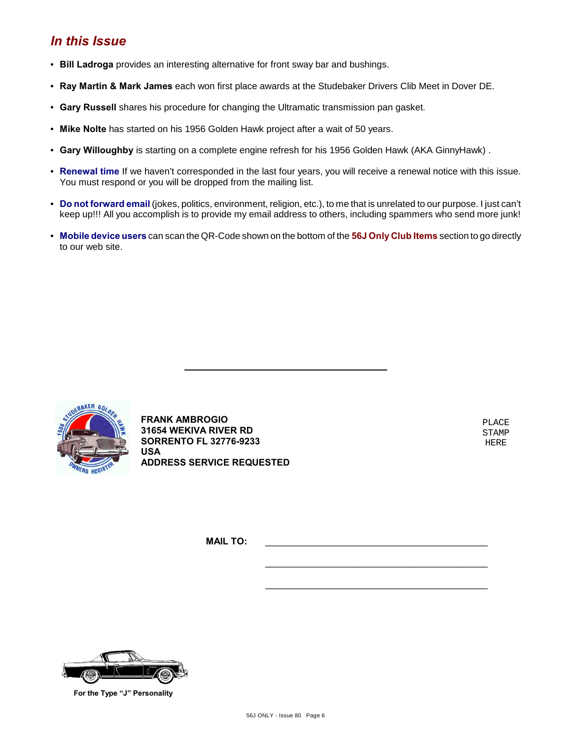## *In this Issue*

- **Bill Ladroga** provides an interesting alternative for front sway bar and bushings.
- **Ray Martin & Mark James** each won first place awards at the Studebaker Drivers Clib Meet in Dover DE.
- **Gary Russell** shares his procedure for changing the Ultramatic transmission pan gasket.
- **Mike Nolte** has started on his 1956 Golden Hawk project after a wait of 50 years.
- **Gary Willoughby** is starting on a complete engine refresh for his 1956 Golden Hawk (AKA GinnyHawk) .
- **Renewal time** If we haven't corresponded in the last four years, you will receive a renewal notice with this issue. You must respond or you will be dropped from the mailing list.
- **Do not forward email** (jokes, politics, environment, religion, etc.), to me that is unrelated to our purpose. I just can't keep up!!! All you accomplish is to provide my email address to others, including spammers who send more junk!
- **Mobile device users** can scan the QR-Code shown on the bottom of the **56J Only Club Items** section to go directly to our web site.

---

**FRANK AMBROGIO**
**31654 WEKIVA RIVER RD**
**SORRENTO FL 32776-9233**
**USA**
**ADDRESS SERVICE REQUESTED**

PLACE
STAMP
HERE

**MAIL TO:** ______________________________________________

______________________________________________

______________________________________________

**For the Type "J" Personality**